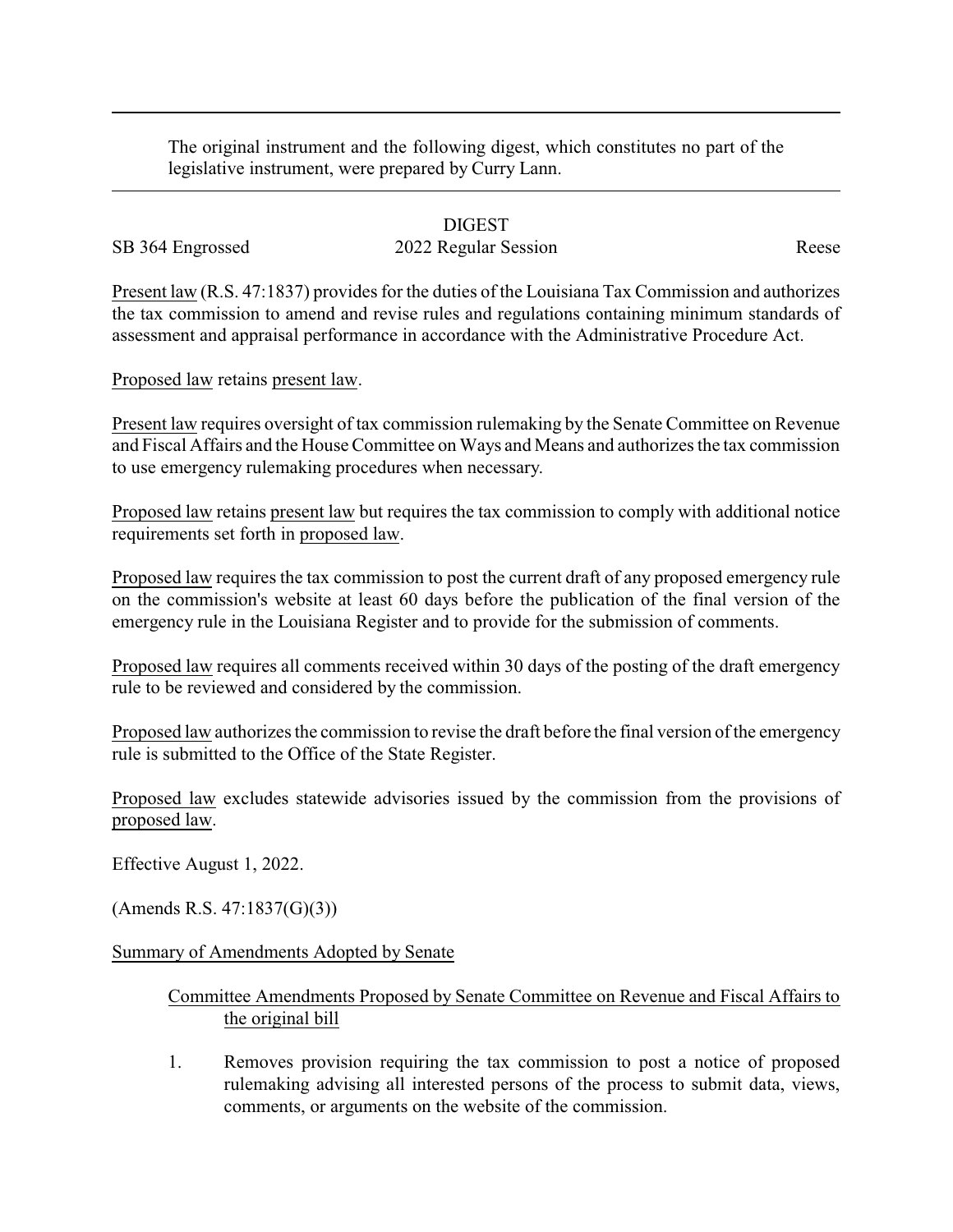The original instrument and the following digest, which constitutes no part of the legislative instrument, were prepared by Curry Lann.

DIGEST

SB 364 Engrossed | 2022 Regular Session | Reese

Present law (R.S. 47:1837) provides for the duties of the Louisiana Tax Commission and authorizes the tax commission to amend and revise rules and regulations containing minimum standards of assessment and appraisal performance in accordance with the Administrative Procedure Act.

Proposed law retains present law.

Present law requires oversight of tax commission rulemaking by the Senate Committee on Revenue and Fiscal Affairs and the House Committee on Ways and Means and authorizes the tax commission to use emergency rulemaking procedures when necessary.

Proposed law retains present law but requires the tax commission to comply with additional notice requirements set forth in proposed law.

Proposed law requires the tax commission to post the current draft of any proposed emergency rule on the commission's website at least 60 days before the publication of the final version of the emergency rule in the Louisiana Register and to provide for the submission of comments.

Proposed law requires all comments received within 30 days of the posting of the draft emergency rule to be reviewed and considered by the commission.

Proposed law authorizes the commission to revise the draft before the final version of the emergency rule is submitted to the Office of the State Register.

Proposed law excludes statewide advisories issued by the commission from the provisions of proposed law.

Effective August 1, 2022.

(Amends R.S. 47:1837(G)(3))

Summary of Amendments Adopted by Senate

Committee Amendments Proposed by Senate Committee on Revenue and Fiscal Affairs to the original bill

1. Removes provision requiring the tax commission to post a notice of proposed rulemaking advising all interested persons of the process to submit data, views, comments, or arguments on the website of the commission.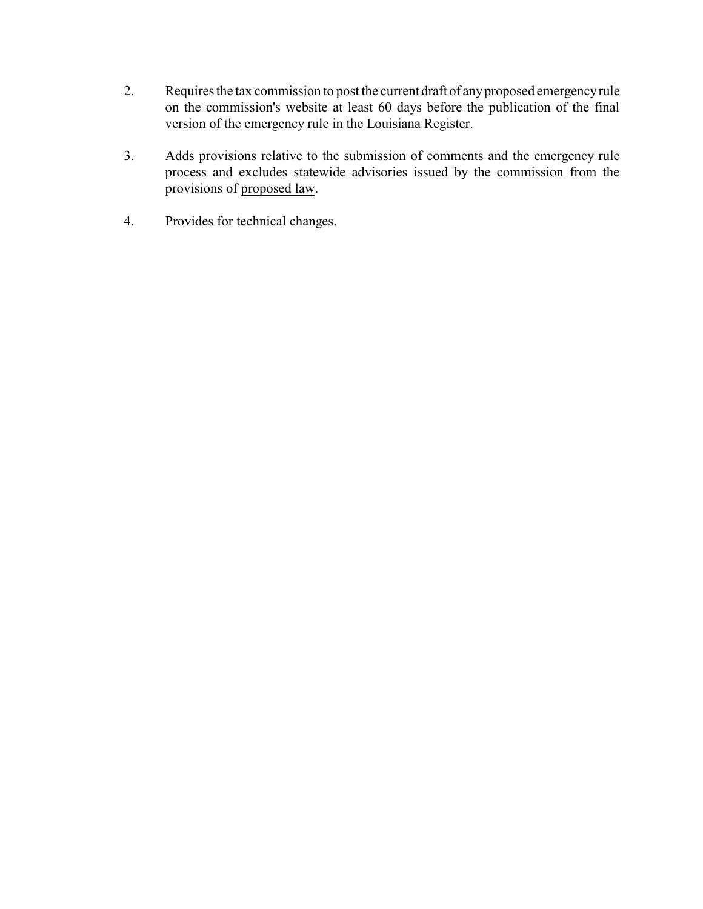2. Requires the tax commission to post the current draft of any proposed emergency rule on the commission's website at least 60 days before the publication of the final version of the emergency rule in the Louisiana Register.

3. Adds provisions relative to the submission of comments and the emergency rule process and excludes statewide advisories issued by the commission from the provisions of proposed law.

4. Provides for technical changes.